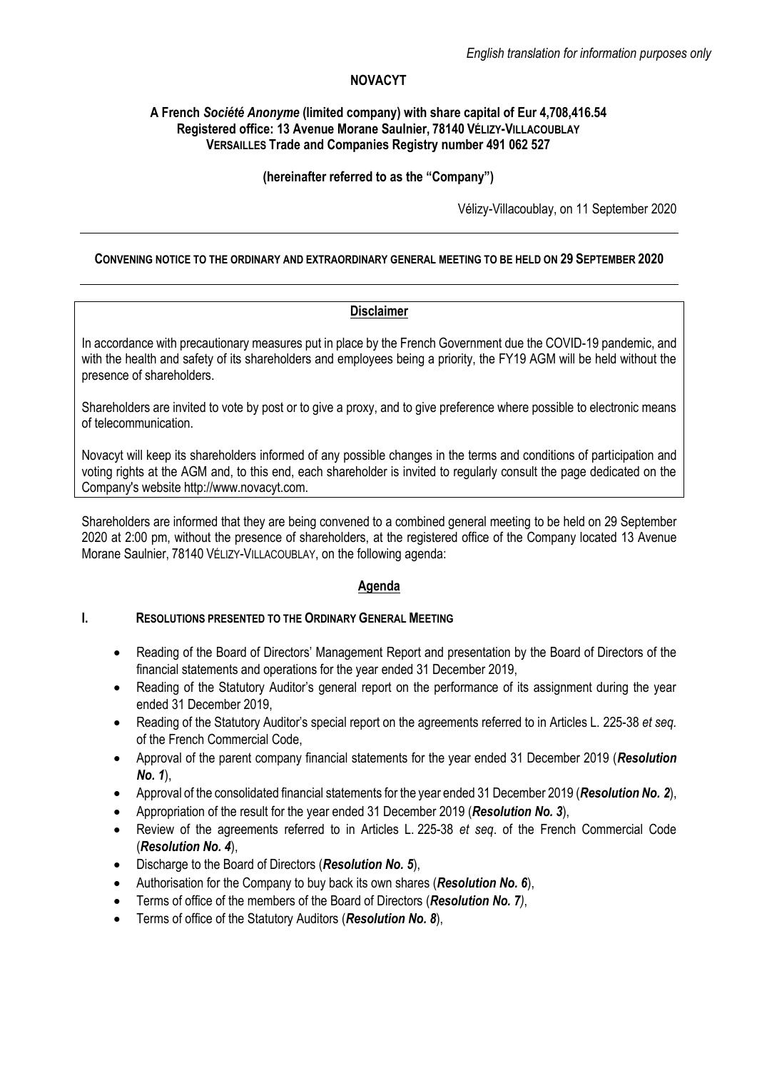*English translation for information purposes only*

**NOVACYT**

**A French *Société Anonyme* (limited company) with share capital of Eur 4,708,416.54**
**Registered office: 13 Avenue Morane Saulnier, 78140 VÉLIZY-VILLACOUBLAY**
**VERSAILLES Trade and Companies Registry number 491 062 527**

**(hereinafter referred to as the "Company")**

Vélizy-Villacoublay, on 11 September 2020

---

**CONVENING NOTICE TO THE ORDINARY AND EXTRAORDINARY GENERAL MEETING TO BE HELD ON 29 SEPTEMBER 2020**

---

**Disclaimer**

In accordance with precautionary measures put in place by the French Government due the COVID-19 pandemic, and with the health and safety of its shareholders and employees being a priority, the FY19 AGM will be held without the presence of shareholders.

Shareholders are invited to vote by post or to give a proxy, and to give preference where possible to electronic means of telecommunication.

Novacyt will keep its shareholders informed of any possible changes in the terms and conditions of participation and voting rights at the AGM and, to this end, each shareholder is invited to regularly consult the page dedicated on the Company's website http://www.novacyt.com.

Shareholders are informed that they are being convened to a combined general meeting to be held on 29 September 2020 at 2:00 pm, without the presence of shareholders, at the registered office of the Company located 13 Avenue Morane Saulnier, 78140 VÉLIZY-VILLACOUBLAY, on the following agenda:

**Agenda**

**I. RESOLUTIONS PRESENTED TO THE ORDINARY GENERAL MEETING**

- Reading of the Board of Directors' Management Report and presentation by the Board of Directors of the financial statements and operations for the year ended 31 December 2019,
- Reading of the Statutory Auditor's general report on the performance of its assignment during the year ended 31 December 2019,
- Reading of the Statutory Auditor's special report on the agreements referred to in Articles L. 225-38 *et seq.* of the French Commercial Code,
- Approval of the parent company financial statements for the year ended 31 December 2019 (***Resolution No. 1***),
- Approval of the consolidated financial statements for the year ended 31 December 2019 (***Resolution No. 2***),
- Appropriation of the result for the year ended 31 December 2019 (***Resolution No. 3***),
- Review of the agreements referred to in Articles L. 225-38 *et seq*. of the French Commercial Code (***Resolution No. 4***),
- Discharge to the Board of Directors (***Resolution No. 5***),
- Authorisation for the Company to buy back its own shares (***Resolution No. 6***),
- Terms of office of the members of the Board of Directors (***Resolution No. 7***),
- Terms of office of the Statutory Auditors (***Resolution No. 8***),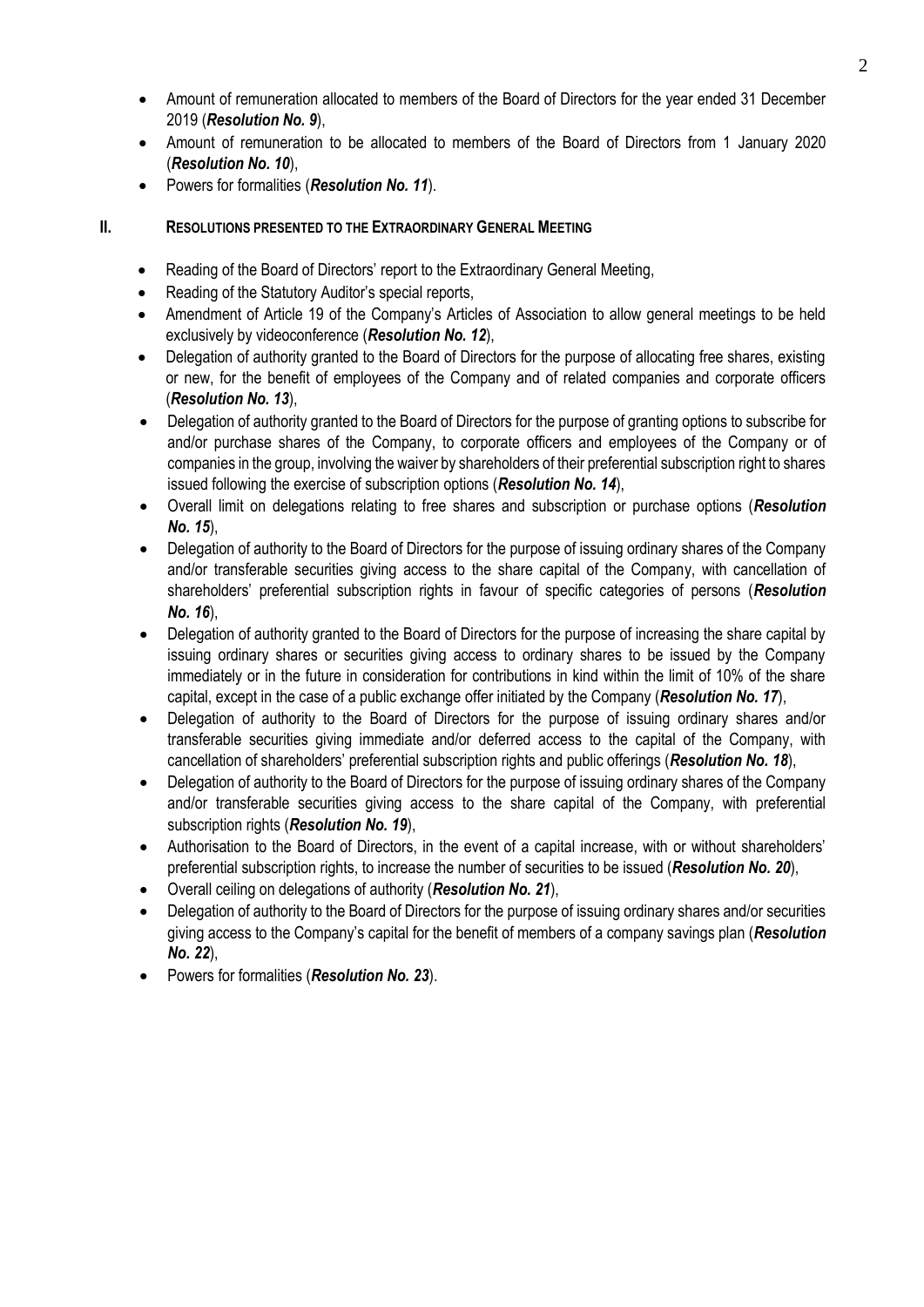- Amount of remuneration allocated to members of the Board of Directors for the year ended 31 December 2019 (***Resolution No. 9***),
- Amount of remuneration to be allocated to members of the Board of Directors from 1 January 2020 (***Resolution No. 10***),
- Powers for formalities (***Resolution No. 11***).

## II. RESOLUTIONS PRESENTED TO THE EXTRAORDINARY GENERAL MEETING

- Reading of the Board of Directors' report to the Extraordinary General Meeting,
- Reading of the Statutory Auditor's special reports,
- Amendment of Article 19 of the Company's Articles of Association to allow general meetings to be held exclusively by videoconference (***Resolution No. 12***),
- Delegation of authority granted to the Board of Directors for the purpose of allocating free shares, existing or new, for the benefit of employees of the Company and of related companies and corporate officers (***Resolution No. 13***),
- Delegation of authority granted to the Board of Directors for the purpose of granting options to subscribe for and/or purchase shares of the Company, to corporate officers and employees of the Company or of companies in the group, involving the waiver by shareholders of their preferential subscription right to shares issued following the exercise of subscription options (***Resolution No. 14***),
- Overall limit on delegations relating to free shares and subscription or purchase options (***Resolution No. 15***),
- Delegation of authority to the Board of Directors for the purpose of issuing ordinary shares of the Company and/or transferable securities giving access to the share capital of the Company, with cancellation of shareholders' preferential subscription rights in favour of specific categories of persons (***Resolution No. 16***),
- Delegation of authority granted to the Board of Directors for the purpose of increasing the share capital by issuing ordinary shares or securities giving access to ordinary shares to be issued by the Company immediately or in the future in consideration for contributions in kind within the limit of 10% of the share capital, except in the case of a public exchange offer initiated by the Company (***Resolution No. 17***),
- Delegation of authority to the Board of Directors for the purpose of issuing ordinary shares and/or transferable securities giving immediate and/or deferred access to the capital of the Company, with cancellation of shareholders' preferential subscription rights and public offerings (***Resolution No. 18***),
- Delegation of authority to the Board of Directors for the purpose of issuing ordinary shares of the Company and/or transferable securities giving access to the share capital of the Company, with preferential subscription rights (***Resolution No. 19***),
- Authorisation to the Board of Directors, in the event of a capital increase, with or without shareholders' preferential subscription rights, to increase the number of securities to be issued (***Resolution No. 20***),
- Overall ceiling on delegations of authority (***Resolution No. 21***),
- Delegation of authority to the Board of Directors for the purpose of issuing ordinary shares and/or securities giving access to the Company's capital for the benefit of members of a company savings plan (***Resolution No. 22***),
- Powers for formalities (***Resolution No. 23***).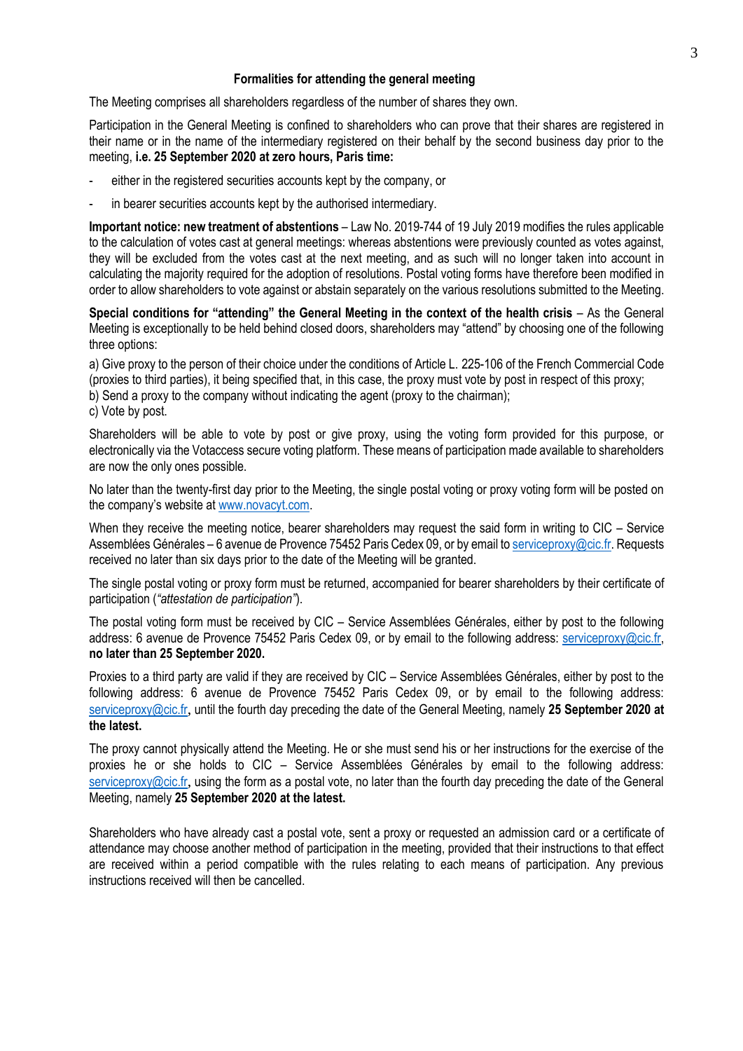**Formalities for attending the general meeting**

The Meeting comprises all shareholders regardless of the number of shares they own.

Participation in the General Meeting is confined to shareholders who can prove that their shares are registered in their name or in the name of the intermediary registered on their behalf by the second business day prior to the meeting, **i.e. 25 September 2020 at zero hours, Paris time:**

- either in the registered securities accounts kept by the company, or
- in bearer securities accounts kept by the authorised intermediary.

**Important notice: new treatment of abstentions** – Law No. 2019-744 of 19 July 2019 modifies the rules applicable to the calculation of votes cast at general meetings: whereas abstentions were previously counted as votes against, they will be excluded from the votes cast at the next meeting, and as such will no longer taken into account in calculating the majority required for the adoption of resolutions. Postal voting forms have therefore been modified in order to allow shareholders to vote against or abstain separately on the various resolutions submitted to the Meeting.

**Special conditions for "attending" the General Meeting in the context of the health crisis** – As the General Meeting is exceptionally to be held behind closed doors, shareholders may "attend" by choosing one of the following three options:

a) Give proxy to the person of their choice under the conditions of Article L. 225-106 of the French Commercial Code (proxies to third parties), it being specified that, in this case, the proxy must vote by post in respect of this proxy;
b) Send a proxy to the company without indicating the agent (proxy to the chairman);
c) Vote by post.

Shareholders will be able to vote by post or give proxy, using the voting form provided for this purpose, or electronically via the Votaccess secure voting platform. These means of participation made available to shareholders are now the only ones possible.

No later than the twenty-first day prior to the Meeting, the single postal voting or proxy voting form will be posted on the company's website at www.novacyt.com.

When they receive the meeting notice, bearer shareholders may request the said form in writing to CIC – Service Assemblées Générales – 6 avenue de Provence 75452 Paris Cedex 09, or by email to serviceproxy@cic.fr. Requests received no later than six days prior to the date of the Meeting will be granted.

The single postal voting or proxy form must be returned, accompanied for bearer shareholders by their certificate of participation (*"attestation de participation"*).

The postal voting form must be received by CIC – Service Assemblées Générales, either by post to the following address: 6 avenue de Provence 75452 Paris Cedex 09, or by email to the following address: serviceproxy@cic.fr, **no later than 25 September 2020.**

Proxies to a third party are valid if they are received by CIC – Service Assemblées Générales, either by post to the following address: 6 avenue de Provence 75452 Paris Cedex 09, or by email to the following address: serviceproxy@cic.fr**,** until the fourth day preceding the date of the General Meeting, namely **25 September 2020 at the latest.**

The proxy cannot physically attend the Meeting. He or she must send his or her instructions for the exercise of the proxies he or she holds to CIC – Service Assemblées Générales by email to the following address: serviceproxy@cic.fr**,** using the form as a postal vote, no later than the fourth day preceding the date of the General Meeting, namely **25 September 2020 at the latest.**

Shareholders who have already cast a postal vote, sent a proxy or requested an admission card or a certificate of attendance may choose another method of participation in the meeting, provided that their instructions to that effect are received within a period compatible with the rules relating to each means of participation. Any previous instructions received will then be cancelled.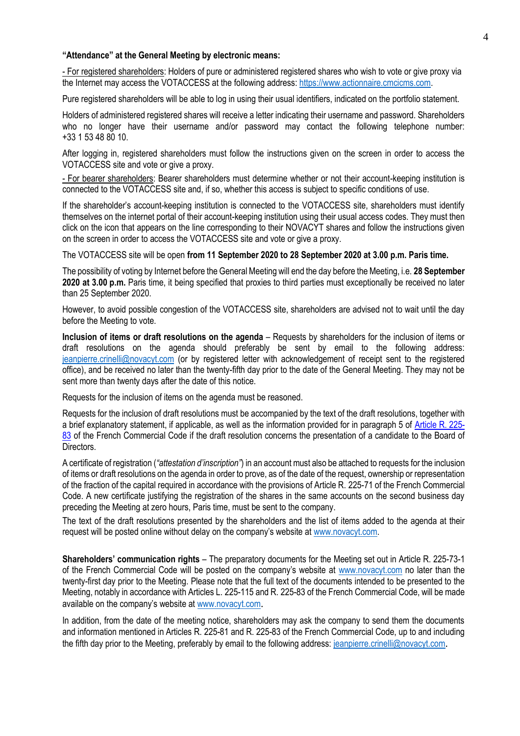**"Attendance" at the General Meeting by electronic means:**

- For registered shareholders: Holders of pure or administered registered shares who wish to vote or give proxy via the Internet may access the VOTACCESS at the following address: https://www.actionnaire.cmcicms.com.

Pure registered shareholders will be able to log in using their usual identifiers, indicated on the portfolio statement.

Holders of administered registered shares will receive a letter indicating their username and password. Shareholders who no longer have their username and/or password may contact the following telephone number: +33 1 53 48 80 10.

After logging in, registered shareholders must follow the instructions given on the screen in order to access the VOTACCESS site and vote or give a proxy.

- For bearer shareholders: Bearer shareholders must determine whether or not their account-keeping institution is connected to the VOTACCESS site and, if so, whether this access is subject to specific conditions of use.

If the shareholder's account-keeping institution is connected to the VOTACCESS site, shareholders must identify themselves on the internet portal of their account-keeping institution using their usual access codes. They must then click on the icon that appears on the line corresponding to their NOVACYT shares and follow the instructions given on the screen in order to access the VOTACCESS site and vote or give a proxy.

The VOTACCESS site will be open **from 11 September 2020 to 28 September 2020 at 3.00 p.m. Paris time.**

The possibility of voting by Internet before the General Meeting will end the day before the Meeting, i.e. **28 September 2020 at 3.00 p.m.** Paris time, it being specified that proxies to third parties must exceptionally be received no later than 25 September 2020.

However, to avoid possible congestion of the VOTACCESS site, shareholders are advised not to wait until the day before the Meeting to vote.

**Inclusion of items or draft resolutions on the agenda** – Requests by shareholders for the inclusion of items or draft resolutions on the agenda should preferably be sent by email to the following address: jeanpierre.crinelli@novacyt.com (or by registered letter with acknowledgement of receipt sent to the registered office), and be received no later than the twenty-fifth day prior to the date of the General Meeting. They may not be sent more than twenty days after the date of this notice.

Requests for the inclusion of items on the agenda must be reasoned.

Requests for the inclusion of draft resolutions must be accompanied by the text of the draft resolutions, together with a brief explanatory statement, if applicable, as well as the information provided for in paragraph 5 of Article R. 225-83 of the French Commercial Code if the draft resolution concerns the presentation of a candidate to the Board of Directors.

A certificate of registration (*"attestation d'inscription"*) in an account must also be attached to requests for the inclusion of items or draft resolutions on the agenda in order to prove, as of the date of the request, ownership or representation of the fraction of the capital required in accordance with the provisions of Article R. 225-71 of the French Commercial Code. A new certificate justifying the registration of the shares in the same accounts on the second business day preceding the Meeting at zero hours, Paris time, must be sent to the company.

The text of the draft resolutions presented by the shareholders and the list of items added to the agenda at their request will be posted online without delay on the company's website at www.novacyt.com.

**Shareholders' communication rights** – The preparatory documents for the Meeting set out in Article R. 225-73-1 of the French Commercial Code will be posted on the company's website at www.novacyt.com no later than the twenty-first day prior to the Meeting. Please note that the full text of the documents intended to be presented to the Meeting, notably in accordance with Articles L. 225-115 and R. 225-83 of the French Commercial Code, will be made available on the company's website at www.novacyt.com.

In addition, from the date of the meeting notice, shareholders may ask the company to send them the documents and information mentioned in Articles R. 225-81 and R. 225-83 of the French Commercial Code, up to and including the fifth day prior to the Meeting, preferably by email to the following address: jeanpierre.crinelli@novacyt.com.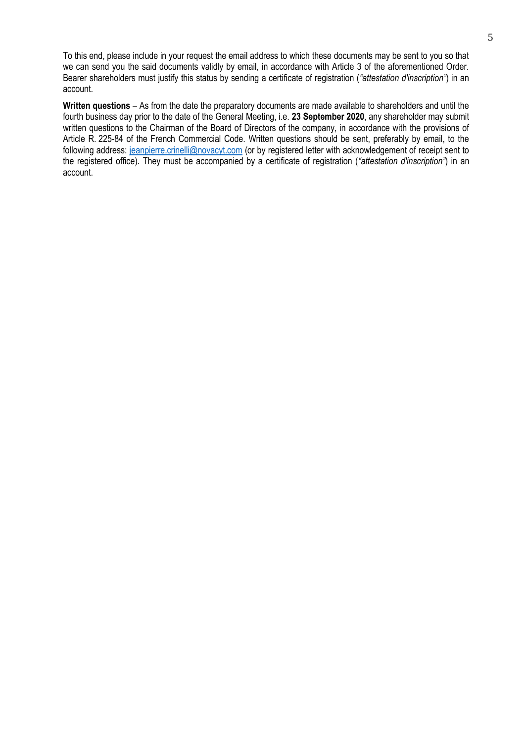To this end, please include in your request the email address to which these documents may be sent to you so that we can send you the said documents validly by email, in accordance with Article 3 of the aforementioned Order. Bearer shareholders must justify this status by sending a certificate of registration (*"attestation d'inscription"*) in an account.

**Written questions** – As from the date the preparatory documents are made available to shareholders and until the fourth business day prior to the date of the General Meeting, i.e. **23 September 2020**, any shareholder may submit written questions to the Chairman of the Board of Directors of the company, in accordance with the provisions of Article R. 225-84 of the French Commercial Code. Written questions should be sent, preferably by email, to the following address: jeanpierre.crinelli@novacyt.com (or by registered letter with acknowledgement of receipt sent to the registered office). They must be accompanied by a certificate of registration (*"attestation d'inscription"*) in an account.